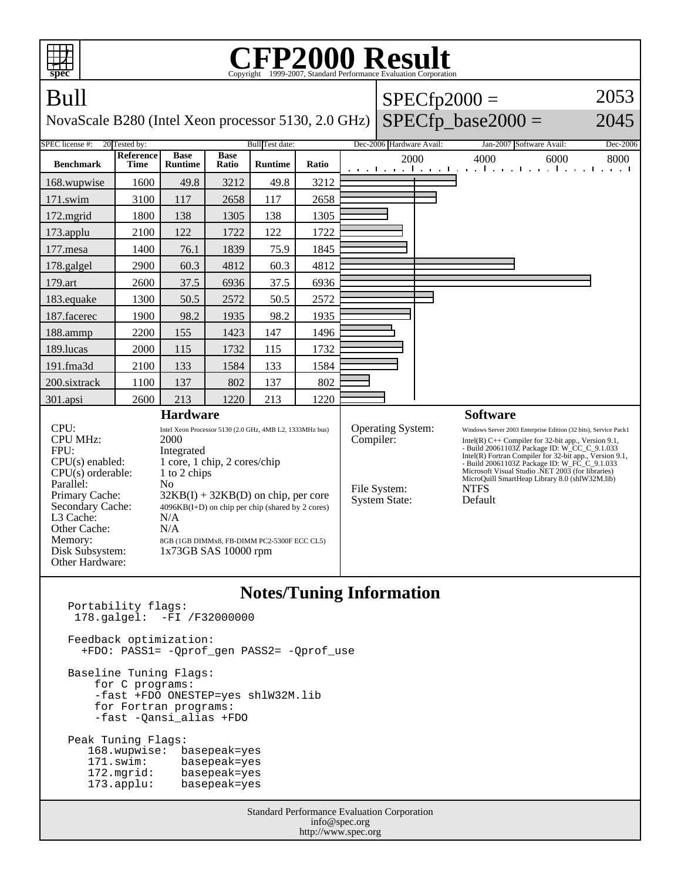# CFP2000 Result

Copyright 1999-2007, Standard Performance Evaluation Corporation

## Bull

NovaScale B280 (Intel Xeon processor 5130, 2.0 GHz)

SPECfp2000 = 2053

SPECfp_base2000 = 2045

SPEC license #: 20 Tested by: Bull Test date: Dec-2006 Hardware Avail: Jan-2007 Software Avail: Dec-2006

| Benchmark | Reference Time | Base Runtime | Base Ratio | Runtime | Ratio |
|---|---|---|---|---|---|
| 168.wupwise | 1600 | 49.8 | 3212 | 49.8 | 3212 |
| 171.swim | 3100 | 117 | 2658 | 117 | 2658 |
| 172.mgrid | 1800 | 138 | 1305 | 138 | 1305 |
| 173.applu | 2100 | 122 | 1722 | 122 | 1722 |
| 177.mesa | 1400 | 76.1 | 1839 | 75.9 | 1845 |
| 178.galgel | 2900 | 60.3 | 4812 | 60.3 | 4812 |
| 179.art | 2600 | 37.5 | 6936 | 37.5 | 6936 |
| 183.equake | 1300 | 50.5 | 2572 | 50.5 | 2572 |
| 187.facerec | 1900 | 98.2 | 1935 | 98.2 | 1935 |
| 188.ammp | 2200 | 155 | 1423 | 147 | 1496 |
| 189.lucas | 2000 | 115 | 1732 | 115 | 1732 |
| 191.fma3d | 2100 | 133 | 1584 | 133 | 1584 |
| 200.sixtrack | 1100 | 137 | 802 | 137 | 802 |
| 301.apsi | 2600 | 213 | 1220 | 213 | 1220 |

2000 4000 6000 8000

### Hardware

| | |
|---|---|
| CPU: | Intel Xeon Processor 5130 (2.0 GHz, 4MB L2, 1333MHz bus) |
| CPU MHz: | 2000 |
| FPU: | Integrated |
| CPU(s) enabled: | 1 core, 1 chip, 2 cores/chip |
| CPU(s) orderable: | 1 to 2 chips |
| Parallel: | No |
| Primary Cache: | 32KB(I) + 32KB(D) on chip, per core |
| Secondary Cache: | 4096KB(I+D) on chip per chip (shared by 2 cores) |
| L3 Cache: | N/A |
| Other Cache: | N/A |
| Memory: | 8GB (1GB DIMMx8, FB-DIMM PC2-5300F ECC CL5) |
| Disk Subsystem: | 1x73GB SAS 10000 rpm |
| Other Hardware: | |

### Software

| | |
|---|---|
| Operating System: | Windows Server 2003 Enterprise Edition (32 bits), Service Pack1 |
| Compiler: | Intel(R) C++ Compiler for 32-bit app., Version 9.1, - Build 20061103Z Package ID: W_CC_C_9.1.033 Intel(R) Fortran Compiler for 32-bit app., Version 9.1, - Build 20061103Z Package ID: W_FC_C_9.1.033 Microsoft Visual Studio .NET 2003 (for libraries) MicroQuill SmartHeap Library 8.0 (shlW32M.lib) |
| File System: | NTFS |
| System State: | Default |

## Notes/Tuning Information

```
Portability flags:
 178.galgel:  -FI /F32000000

Feedback optimization:
  +FDO: PASS1= -Qprof_gen PASS2= -Qprof_use

Baseline Tuning Flags:
    for C programs:
    -fast +FDO ONESTEP=yes shlW32M.lib
    for Fortran programs:
    -fast -Qansi_alias +FDO

Peak Tuning Flags:
   168.wupwise:  basepeak=yes
   171.swim:     basepeak=yes
   172.mgrid:    basepeak=yes
   173.applu:    basepeak=yes
```

Standard Performance Evaluation Corporation
info@spec.org
http://www.spec.org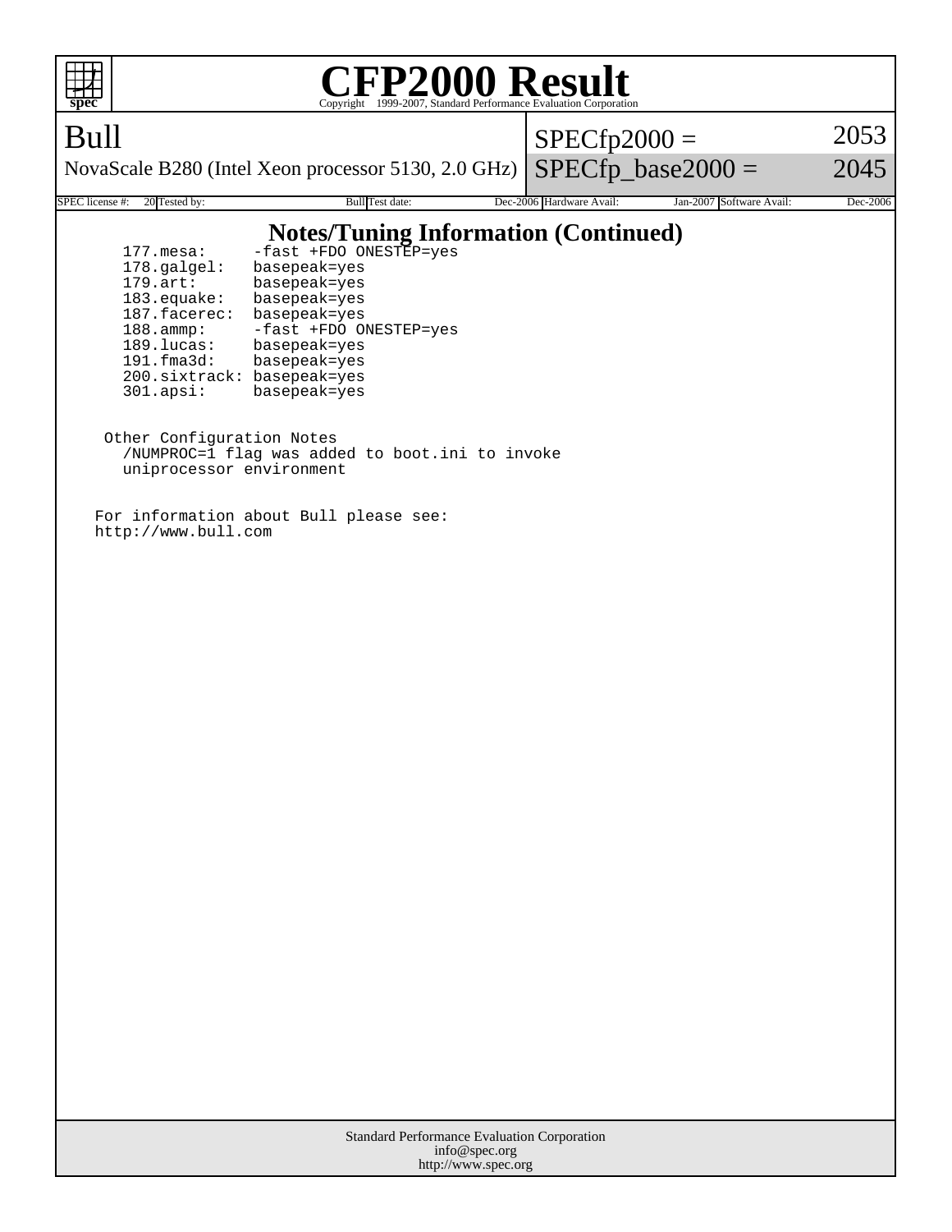# CFP2000 Result

Copyright 1999-2007, Standard Performance Evaluation Corporation

Bull

NovaScale B280 (Intel Xeon processor 5130, 2.0 GHz)

SPECfp2000 = 2053

SPECfp_base2000 = 2045

| SPEC license #: | 20 | Tested by: | Bull | Test date: | Dec-2006 | Hardware Avail: | Jan-2007 | Software Avail: | Dec-2006 |
|---|---|---|---|---|---|---|---|---|---|

## Notes/Tuning Information (Continued)

```
177.mesa:      -fast +FDO ONESTEP=yes
178.galgel:    basepeak=yes
179.art:       basepeak=yes
183.equake:    basepeak=yes
187.facerec:   basepeak=yes
188.ammp:      -fast +FDO ONESTEP=yes
189.lucas:     basepeak=yes
191.fma3d:     basepeak=yes
200.sixtrack:  basepeak=yes
301.apsi:      basepeak=yes
```

Other Configuration Notes
/NUMPROC=1 flag was added to boot.ini to invoke uniprocessor environment

For information about Bull please see:
http://www.bull.com

Standard Performance Evaluation Corporation
info@spec.org
http://www.spec.org